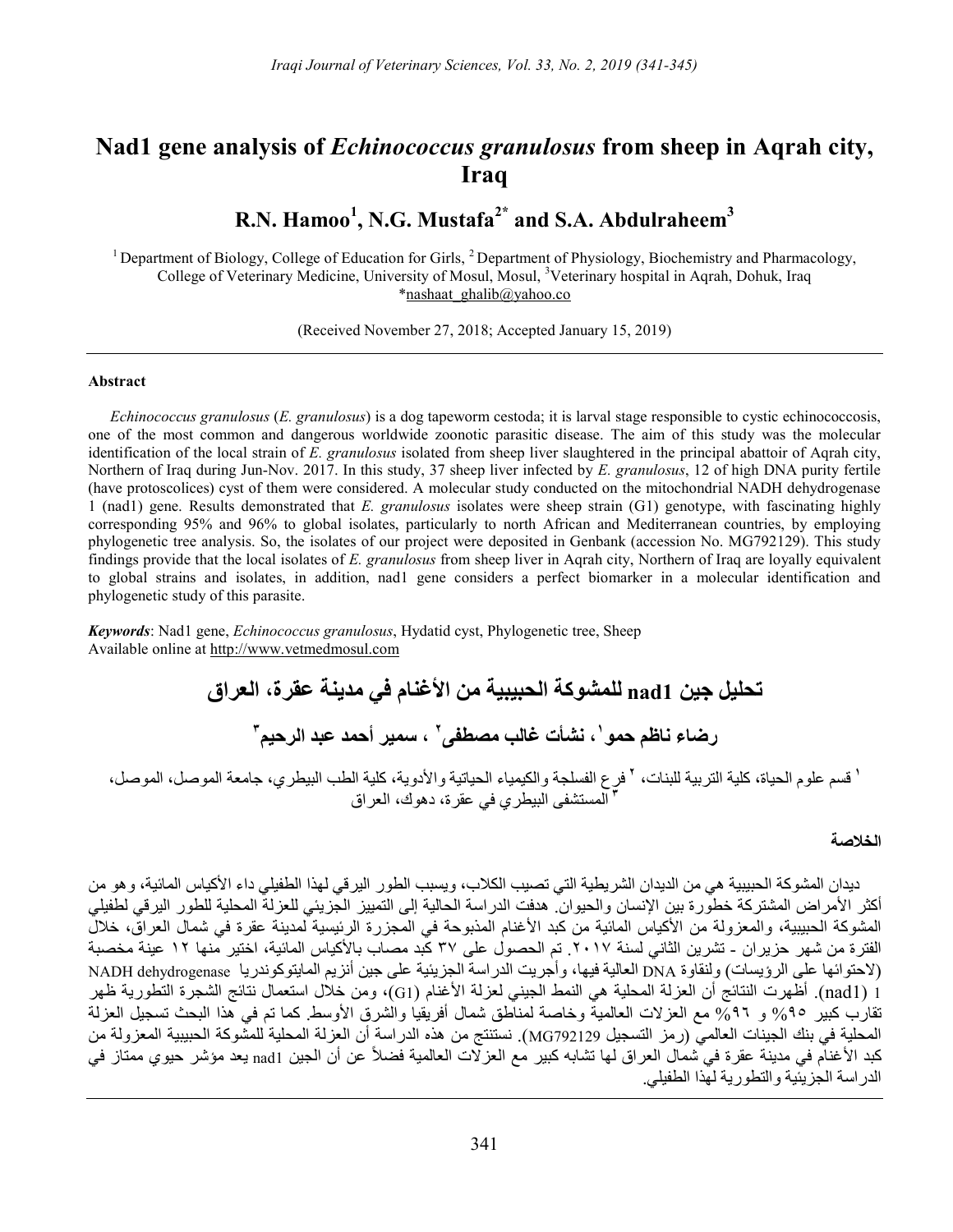# Nad1 gene analysis of *Echinococcus granulosus* from sheep in Aqrah city, Iraq

## R.N. Hamoo[1], N.G. Mustafa[2*] and S.A. Abdulraheem[3]

[1] Department of Biology, College of Education for Girls, [2] Department of Physiology, Biochemistry and Pharmacology, College of Veterinary Medicine, University of Mosul, Mosul, [3]Veterinary hospital in Aqrah, Dohuk, Iraq
*nashaat_ghalib@yahoo.co

(Received November 27, 2018; Accepted January 15, 2019)

### Abstract

*Echinococcus granulosus* (*E. granulosus*) is a dog tapeworm cestoda; it is larval stage responsible to cystic echinococcosis, one of the most common and dangerous worldwide zoonotic parasitic disease. The aim of this study was the molecular identification of the local strain of *E. granulosus* isolated from sheep liver slaughtered in the principal abattoir of Aqrah city, Northern of Iraq during Jun-Nov. 2017. In this study, 37 sheep liver infected by *E. granulosus*, 12 of high DNA purity fertile (have protoscolices) cyst of them were considered. A molecular study conducted on the mitochondrial NADH dehydrogenase 1 (nad1) gene. Results demonstrated that *E. granulosus* isolates were sheep strain (G1) genotype, with fascinating highly corresponding 95% and 96% to global isolates, particularly to north African and Mediterranean countries, by employing phylogenetic tree analysis. So, the isolates of our project were deposited in Genbank (accession No. MG792129). This study findings provide that the local isolates of *E. granulosus* from sheep liver in Aqrah city, Northern of Iraq are loyally equivalent to global strains and isolates, in addition, nad1 gene considers a perfect biomarker in a molecular identification and phylogenetic study of this parasite.

***Keywords***: Nad1 gene, *Echinococcus granulosus*, Hydatid cyst, Phylogenetic tree, Sheep
Available online at http://www.vetmedmosul.com

# تحليل جين nad1 للمشوكة الحبيبية من الأغنام في مدينة عقرة، العراق

## رضاء ناظم حمو[١]، نشأت غالب مصطفى[٢] ، سمير أحمد عبد الرحيم[٣]

[١] قسم علوم الحياة، كلية التربية للبنات، [٢] فرع الفسلجة والكيمياء الحياتية والأدوية، كلية الطب البيطري، جامعة الموصل، الموصل، [٣] المستشفى البيطري في عقرة، دهوك، العراق

### الخلاصة

ديدان المشوكة الحبيبية هي من الديدان الشريطية التي تصيب الكلاب، ويسبب الطور اليرقي لهذا الطفيلي داء الأكياس المائية، وهو من أكثر الأمراض المشتركة خطورة بين الإنسان والحيوان. هدفت الدراسة الحالية إلى التمييز الجزيئي للعزلة المحلية للطور اليرقي لطفيلي المشوكة الحبيبية، والمعزولة من الأكياس المائية من كبد الأغنام المذبوحة في المجزرة الرئيسية لمدينة عقرة في شمال العراق، خلال الفترة من شهر حزيران - تشرين الثاني لسنة ٢٠١٧. تم الحصول على ٣٧ كبد مصاب بالأكياس المائية، اختير منها ١٢ عينة مخصبة (لاحتوائها على الرؤيسات) ولنقاوة DNA العالية فيها، وأجريت الدراسة الجزيئية على جين أنزيم المايتوكوندريا NADH dehydrogenase 1 (nad1). أظهرت النتائج أن العزلة المحلية هي النمط الجيني لعزلة الأغنام (G1)، ومن خلال استعمال نتائج الشجرة التطورية ظهر تقارب كبير ٩٥% و ٩٦% مع العزلات العالمية وخاصة لمناطق شمال أفريقيا والشرق الأوسط. كما تم في هذا البحث تسجيل العزلة المحلية في بنك الجينات العالمي (رمز التسجيل MG792129). نستنتج من هذه الدراسة أن العزلة المحلية للمشوكة الحبيبية المعزولة من كبد الأغنام في مدينة عقرة في شمال العراق لها تشابه كبير مع العزلات العالمية فضلاً عن أن الجين nad1 يعد مؤشر حيوي ممتاز في الدراسة الجزيئية والتطورية لهذا الطفيلي.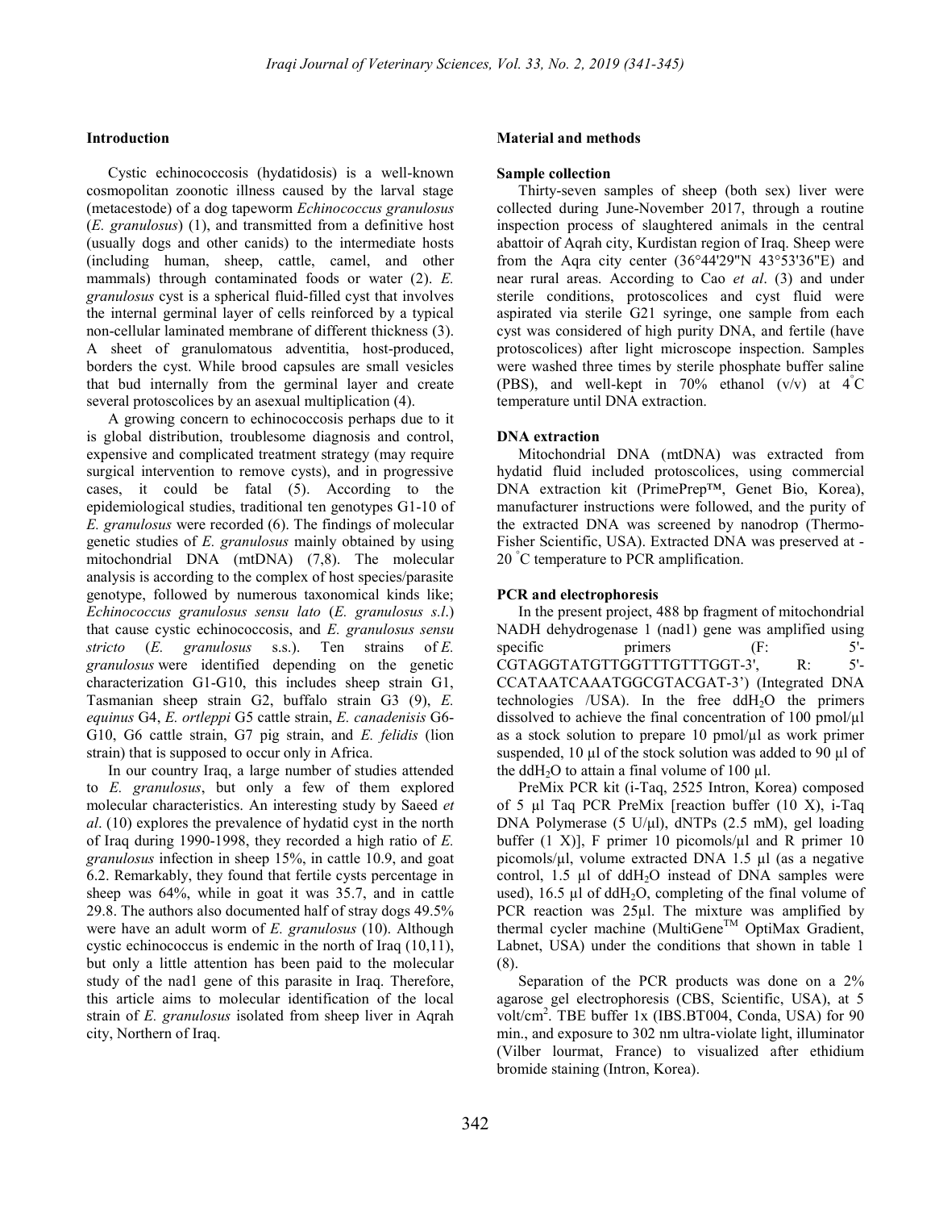## Introduction

Cystic echinococcosis (hydatidosis) is a well-known cosmopolitan zoonotic illness caused by the larval stage (metacestode) of a dog tapeworm *Echinococcus granulosus* (*E. granulosus*) (1), and transmitted from a definitive host (usually dogs and other canids) to the intermediate hosts (including human, sheep, cattle, camel, and other mammals) through contaminated foods or water (2). *E. granulosus* cyst is a spherical fluid-filled cyst that involves the internal germinal layer of cells reinforced by a typical non-cellular laminated membrane of different thickness (3). A sheet of granulomatous adventitia, host-produced, borders the cyst. While brood capsules are small vesicles that bud internally from the germinal layer and create several protoscolices by an asexual multiplication (4).

A growing concern to echinococcosis perhaps due to it is global distribution, troublesome diagnosis and control, expensive and complicated treatment strategy (may require surgical intervention to remove cysts), and in progressive cases, it could be fatal (5). According to the epidemiological studies, traditional ten genotypes G1-10 of *E. granulosus* were recorded (6). The findings of molecular genetic studies of *E. granulosus* mainly obtained by using mitochondrial DNA (mtDNA) (7,8). The molecular analysis is according to the complex of host species/parasite genotype, followed by numerous taxonomical kinds like; *Echinococcus granulosus sensu lato* (*E. granulosus s.l.*) that cause cystic echinococcosis, and *E. granulosus sensu stricto* (*E. granulosus* s.s.). Ten strains of *E. granulosus* were identified depending on the genetic characterization G1-G10, this includes sheep strain G1, Tasmanian sheep strain G2, buffalo strain G3 (9), *E. equinus* G4, *E. ortleppi* G5 cattle strain, *E. canadenisis* G6-G10, G6 cattle strain, G7 pig strain, and *E. felidis* (lion strain) that is supposed to occur only in Africa.

In our country Iraq, a large number of studies attended to *E. granulosus*, but only a few of them explored molecular characteristics. An interesting study by Saeed *et al*. (10) explores the prevalence of hydatid cyst in the north of Iraq during 1990-1998, they recorded a high ratio of *E. granulosus* infection in sheep 15%, in cattle 10.9, and goat 6.2. Remarkably, they found that fertile cysts percentage in sheep was 64%, while in goat it was 35.7, and in cattle 29.8. The authors also documented half of stray dogs 49.5% were have an adult worm of *E. granulosus* (10). Although cystic echinococcus is endemic in the north of Iraq (10,11), but only a little attention has been paid to the molecular study of the nad1 gene of this parasite in Iraq. Therefore, this article aims to molecular identification of the local strain of *E. granulosus* isolated from sheep liver in Aqrah city, Northern of Iraq.

## Material and methods

### Sample collection

Thirty-seven samples of sheep (both sex) liver were collected during June-November 2017, through a routine inspection process of slaughtered animals in the central abattoir of Aqrah city, Kurdistan region of Iraq. Sheep were from the Aqra city center (36°44'29"N 43°53'36"E) and near rural areas. According to Cao *et al*. (3) and under sterile conditions, protoscolices and cyst fluid were aspirated via sterile G21 syringe, one sample from each cyst was considered of high purity DNA, and fertile (have protoscolices) after light microscope inspection. Samples were washed three times by sterile phosphate buffer saline (PBS), and well-kept in 70% ethanol (v/v) at 4°C temperature until DNA extraction.

### DNA extraction

Mitochondrial DNA (mtDNA) was extracted from hydatid fluid included protoscolices, using commercial DNA extraction kit (PrimePrep™, Genet Bio, Korea), manufacturer instructions were followed, and the purity of the extracted DNA was screened by nanodrop (Thermo-Fisher Scientific, USA). Extracted DNA was preserved at -20 °C temperature to PCR amplification.

### PCR and electrophoresis

In the present project, 488 bp fragment of mitochondrial NADH dehydrogenase 1 (nad1) gene was amplified using specific primers (F: 5'-CGTAGGTATGTTGGTTTGTTTGGT-3', R: 5'-CCATAATCAAATGGCGTACGAT-3') (Integrated DNA technologies /USA). In the free $ddH_2O$ the primers dissolved to achieve the final concentration of 100 pmol/µl as a stock solution to prepare 10 pmol/µl as work primer suspended, 10 µl of the stock solution was added to 90 µl of the $ddH_2O$ to attain a final volume of 100 µl.

PreMix PCR kit (i-Taq, 2525 Intron, Korea) composed of 5 µl Taq PCR PreMix [reaction buffer (10 X), i-Taq DNA Polymerase (5 U/µl), dNTPs (2.5 mM), gel loading buffer (1 X)], F primer 10 picomols/µl and R primer 10 picomols/µl, volume extracted DNA 1.5 µl (as a negative control, 1.5 µl of $ddH_2O$ instead of DNA samples were used), 16.5 µl of $ddH_2O$, completing of the final volume of PCR reaction was 25µl. The mixture was amplified by thermal cycler machine (MultiGene™ OptiMax Gradient, Labnet, USA) under the conditions that shown in table 1 (8).

Separation of the PCR products was done on a 2% agarose gel electrophoresis (CBS, Scientific, USA), at 5 volt/cm$^2$. TBE buffer 1x (IBS.BT004, Conda, USA) for 90 min., and exposure to 302 nm ultra-violate light, illuminator (Vilber lourmat, France) to visualized after ethidium bromide staining (Intron, Korea).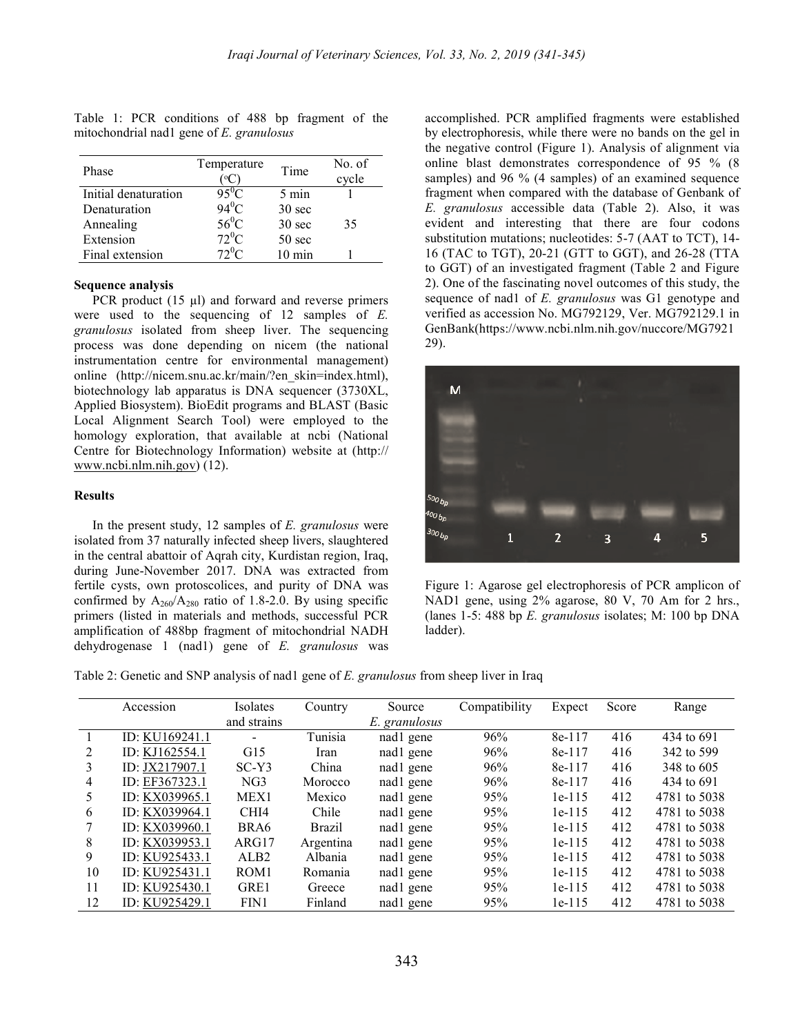Table 1: PCR conditions of 488 bp fragment of the mitochondrial nad1 gene of *E. granulosus*

| Phase | Temperature (°C) | Time | No. of cycle |
|---|---|---|---|
| Initial denaturation | 95°C | 5 min | 1 |
| Denaturation | 94°C | 30 sec | |
| Annealing | 56°C | 30 sec | 35 |
| Extension | 72°C | 50 sec | |
| Final extension | 72°C | 10 min | 1 |

### Sequence analysis

PCR product (15 µl) and forward and reverse primers were used to the sequencing of 12 samples of *E. granulosus* isolated from sheep liver. The sequencing process was done depending on nicem (the national instrumentation centre for environmental management) online (http://nicem.snu.ac.kr/main/?en_skin=index.html), biotechnology lab apparatus is DNA sequencer (3730XL, Applied Biosystem). BioEdit programs and BLAST (Basic Local Alignment Search Tool) were employed to the homology exploration, that available at ncbi (National Centre for Biotechnology Information) website at (http:// www.ncbi.nlm.nih.gov) (12).

## Results

In the present study, 12 samples of *E. granulosus* were isolated from 37 naturally infected sheep livers, slaughtered in the central abattoir of Aqrah city, Kurdistan region, Iraq, during June-November 2017. DNA was extracted from fertile cysts, own protoscolices, and purity of DNA was confirmed by $A_{260}/A_{280}$ ratio of 1.8-2.0. By using specific primers (listed in materials and methods, successful PCR amplification of 488bp fragment of mitochondrial NADH dehydrogenase 1 (nad1) gene of *E. granulosus* was accomplished. PCR amplified fragments were established by electrophoresis, while there were no bands on the gel in the negative control (Figure 1). Analysis of alignment via online blast demonstrates correspondence of 95 % (8 samples) and 96 % (4 samples) of an examined sequence fragment when compared with the database of Genbank of *E. granulosus* accessible data (Table 2). Also, it was evident and interesting that there are four codons substitution mutations; nucleotides: 5-7 (AAT to TCT), 14-16 (TAC to TGT), 20-21 (GTT to GGT), and 26-28 (TTA to GGT) of an investigated fragment (Table 2 and Figure 2). One of the fascinating novel outcomes of this study, the sequence of nad1 of *E. granulosus* was G1 genotype and verified as accession No. MG792129, Ver. MG792129.1 in GenBank(https://www.ncbi.nlm.nih.gov/nuccore/MG792129).

Figure 1: Agarose gel electrophoresis of PCR amplicon of NAD1 gene, using 2% agarose, 80 V, 70 Am for 2 hrs., (lanes 1-5: 488 bp *E. granulosus* isolates; M: 100 bp DNA ladder).

Table 2: Genetic and SNP analysis of nad1 gene of *E. granulosus* from sheep liver in Iraq

| | Accession | Isolates and strains | Country | Source *E. granulosus* | Compatibility | Expect | Score | Range |
|---|---|---|---|---|---|---|---|---|
| 1 | ID: KU169241.1 | - | Tunisia | nad1 gene | 96% | 8e-117 | 416 | 434 to 691 |
| 2 | ID: KJ162554.1 | G15 | Iran | nad1 gene | 96% | 8e-117 | 416 | 342 to 599 |
| 3 | ID: JX217907.1 | SC-Y3 | China | nad1 gene | 96% | 8e-117 | 416 | 348 to 605 |
| 4 | ID: EF367323.1 | NG3 | Morocco | nad1 gene | 96% | 8e-117 | 416 | 434 to 691 |
| 5 | ID: KX039965.1 | MEX1 | Mexico | nad1 gene | 95% | 1e-115 | 412 | 4781 to 5038 |
| 6 | ID: KX039964.1 | CHI4 | Chile | nad1 gene | 95% | 1e-115 | 412 | 4781 to 5038 |
| 7 | ID: KX039960.1 | BRA6 | Brazil | nad1 gene | 95% | 1e-115 | 412 | 4781 to 5038 |
| 8 | ID: KX039953.1 | ARG17 | Argentina | nad1 gene | 95% | 1e-115 | 412 | 4781 to 5038 |
| 9 | ID: KU925433.1 | ALB2 | Albania | nad1 gene | 95% | 1e-115 | 412 | 4781 to 5038 |
| 10 | ID: KU925431.1 | ROM1 | Romania | nad1 gene | 95% | 1e-115 | 412 | 4781 to 5038 |
| 11 | ID: KU925430.1 | GRE1 | Greece | nad1 gene | 95% | 1e-115 | 412 | 4781 to 5038 |
| 12 | ID: KU925429.1 | FIN1 | Finland | nad1 gene | 95% | 1e-115 | 412 | 4781 to 5038 |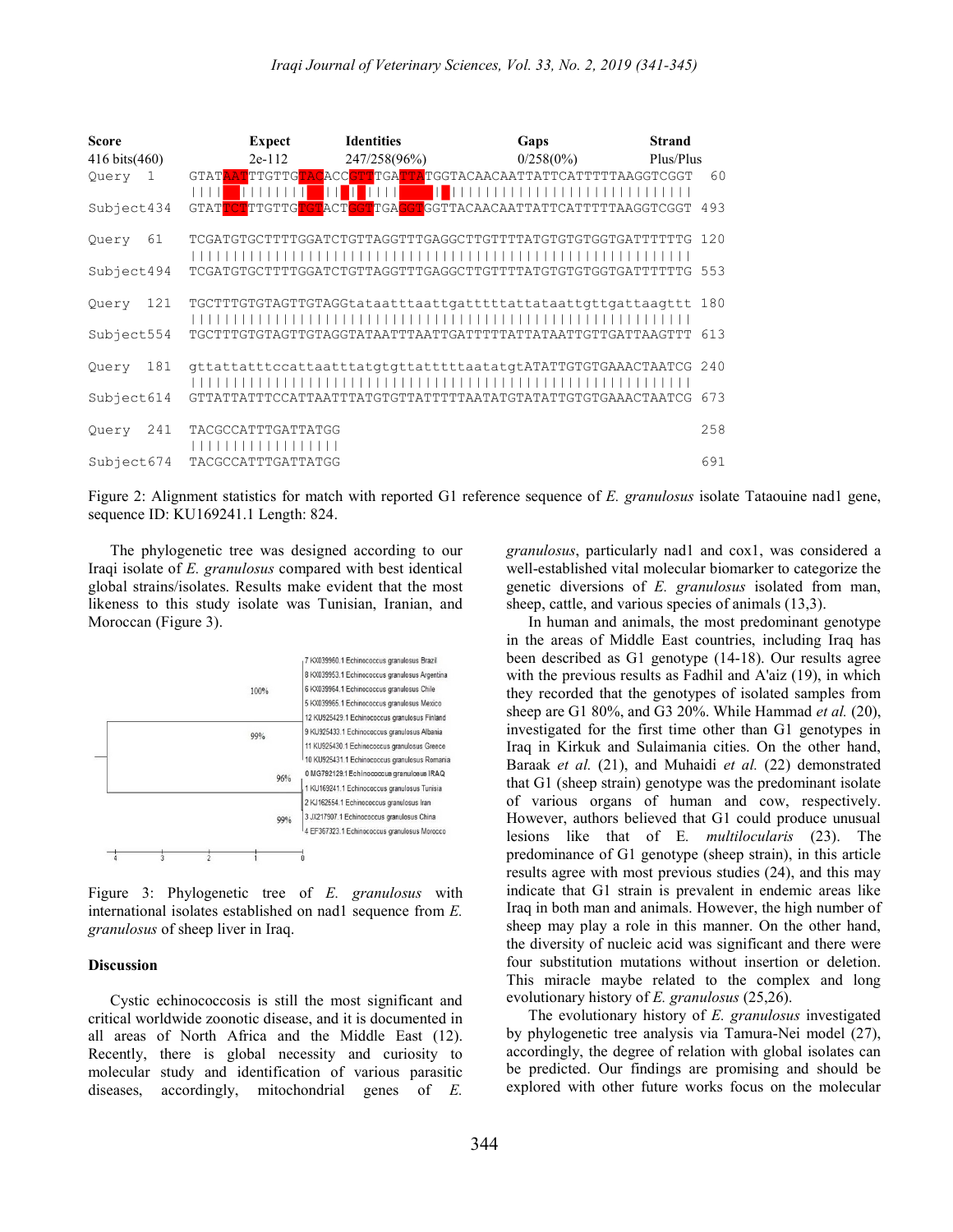| Score | Expect | Identities | Gaps | Strand |
|---|---|---|---|---|
| 416 bits(460) | 2e-112 | 247/258(96%) | 0/258(0%) | Plus/Plus |

```
Query  1    GTATAATTTGTTGTACACCGTTTGATTATGGTACAACAATTATTCATTTTTAAGGTCGGT  60
            ||||   ||||||||  ||  | ||||    | ||||||||||||||||||||||||||||
Subject434  GTATTCTTTGTTGTGTACTGGTTGAGGTGGTTACAACAATTATTCATTTTTAAGGTCGGT  493

Query  61   TCGATGTGCTTTTGGATCTGTTAGGTTTGAGGCTTGTTTTATGTGTGTGGTGATTTTTTG  120
            ||||||||||||||||||||||||||||||||||||||||||||||||||||||||||||
Subject494  TCGATGTGCTTTTGGATCTGTTAGGTTTGAGGCTTGTTTTATGTGTGTGGTGATTTTTTG  553

Query  121  TGCTTTGTGTAGTTGTAGGtataatttaattgatttttattataattgttgattaagttt  180
            ||||||||||||||||||||||||||||||||||||||||||||||||||||||||||||
Subject554  TGCTTTGTGTAGTTGTAGGTATAATTTAATTGATTTTTATTATAATTGTTGATTAAGTTT  613

Query  181  gttattatttccattaatttatgtgttatttttaatatgtATATTGTGTGAAACTAATCG  240
            ||||||||||||||||||||||||||||||||||||||||||||||||||||||||||||
Subject614  GTTATTATTTCCATTAATTTATGTGTTATTTTTAATATGTATATTGTGTGAAACTAATCG  673

Query  241  TACGCCATTTGATTATGG                                            258
            ||||||||||||||||||
Subject674  TACGCCATTTGATTATGG                                            691
```

Figure 2: Alignment statistics for match with reported G1 reference sequence of *E. granulosus* isolate Tataouine nad1 gene, sequence ID: KU169241.1 Length: 824.

The phylogenetic tree was designed according to our Iraqi isolate of *E. granulosus* compared with best identical global strains/isolates. Results make evident that the most likeness to this study isolate was Tunisian, Iranian, and Moroccan (Figure 3).

Figure 3: Phylogenetic tree of *E. granulosus* with international isolates established on nad1 sequence from *E. granulosus* of sheep liver in Iraq.

## Discussion

Cystic echinococcosis is still the most significant and critical worldwide zoonotic disease, and it is documented in all areas of North Africa and the Middle East (12). Recently, there is global necessity and curiosity to molecular study and identification of various parasitic diseases, accordingly, mitochondrial genes of *E. granulosus*, particularly nad1 and cox1, was considered a well-established vital molecular biomarker to categorize the genetic diversions of *E. granulosus* isolated from man, sheep, cattle, and various species of animals (13,3).

In human and animals, the most predominant genotype in the areas of Middle East countries, including Iraq has been described as G1 genotype (14-18). Our results agree with the previous results as Fadhil and A'aiz (19), in which they recorded that the genotypes of isolated samples from sheep are G1 80%, and G3 20%. While Hammad *et al.* (20), investigated for the first time other than G1 genotypes in Iraq in Kirkuk and Sulaimania cities. On the other hand, Baraak *et al.* (21), and Muhaidi *et al.* (22) demonstrated that G1 (sheep strain) genotype was the predominant isolate of various organs of human and cow, respectively. However, authors believed that G1 could produce unusual lesions like that of E. *multilocularis* (23). The predominance of G1 genotype (sheep strain), in this article results agree with most previous studies (24), and this may indicate that G1 strain is prevalent in endemic areas like Iraq in both man and animals. However, the high number of sheep may play a role in this manner. On the other hand, the diversity of nucleic acid was significant and there were four substitution mutations without insertion or deletion. This miracle maybe related to the complex and long evolutionary history of *E. granulosus* (25,26).

The evolutionary history of *E. granulosus* investigated by phylogenetic tree analysis via Tamura-Nei model (27), accordingly, the degree of relation with global isolates can be predicted. Our findings are promising and should be explored with other future works focus on the molecular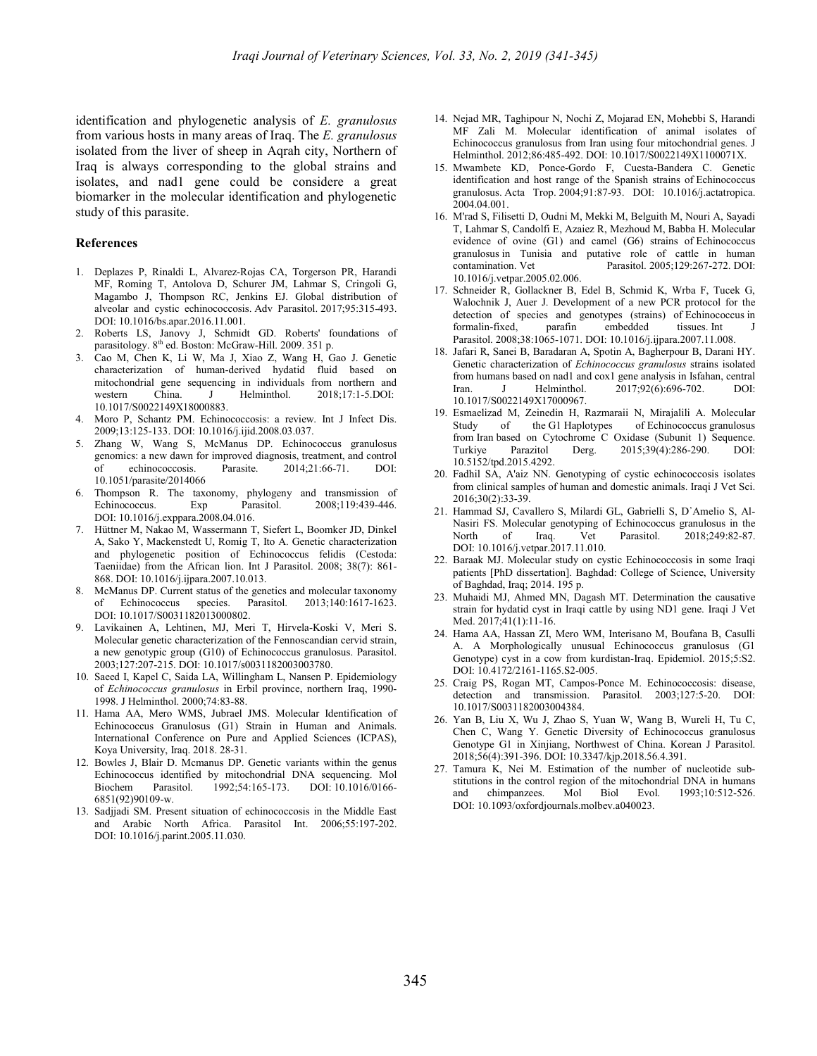identification and phylogenetic analysis of *E. granulosus* from various hosts in many areas of Iraq. The *E. granulosus* isolated from the liver of sheep in Aqrah city, Northern of Iraq is always corresponding to the global strains and isolates, and nad1 gene could be considere a great biomarker in the molecular identification and phylogenetic study of this parasite.

## References

1. Deplazes P, Rinaldi L, Alvarez-Rojas CA, Torgerson PR, Harandi MF, Roming T, Antolova D, Schurer JM, Lahmar S, Cringoli G, Magambo J, Thompson RC, Jenkins EJ. Global distribution of alveolar and cystic echinococcosis. Adv Parasitol. 2017;95:315-493. DOI: 10.1016/bs.apar.2016.11.001.
2. Roberts LS, Janovy J, Schmidt GD. Roberts' foundations of parasitology. 8th ed. Boston: McGraw-Hill. 2009. 351 p.
3. Cao M, Chen K, Li W, Ma J, Xiao Z, Wang H, Gao J. Genetic characterization of human-derived hydatid fluid based on mitochondrial gene sequencing in individuals from northern and western China. J Helminthol. 2018;17:1-5.DOI: 10.1017/S0022149X18000883.
4. Moro P, Schantz PM. Echinococcosis: a review. Int J Infect Dis. 2009;13:125-133. DOI: 10.1016/j.ijid.2008.03.037.
5. Zhang W, Wang S, McManus DP. Echinococcus granulosus genomics: a new dawn for improved diagnosis, treatment, and control of echinococcosis. Parasite. 2014;21:66-71. DOI: 10.1051/parasite/2014066
6. Thompson R. The taxonomy, phylogeny and transmission of Echinococcus. Exp Parasitol. 2008;119:439-446. DOI: 10.1016/j.exppara.2008.04.016.
7. Hüttner M, Nakao M, Wassermann T, Siefert L, Boomker JD, Dinkel A, Sako Y, Mackenstedt U, Romig T, Ito A. Genetic characterization and phylogenetic position of Echinococcus felidis (Cestoda: Taeniidae) from the African lion. Int J Parasitol. 2008; 38(7): 861-868. DOI: 10.1016/j.ijpara.2007.10.013.
8. McManus DP. Current status of the genetics and molecular taxonomy of Echinococcus species. Parasitol. 2013;140:1617-1623. DOI: 10.1017/S0031182013000802.
9. Lavikainen A, Lehtinen, MJ, Meri T, Hirvela-Koski V, Meri S. Molecular genetic characterization of the Fennoscandian cervid strain, a new genotypic group (G10) of Echinococcus granulosus. Parasitol. 2003;127:207-215. DOI: 10.1017/s0031182003003780.
10. Saeed I, Kapel C, Saida LA, Willingham L, Nansen P. Epidemiology of *Echinococcus granulosus* in Erbil province, northern Iraq, 1990-1998. J Helminthol. 2000;74:83-88.
11. Hama AA, Mero WMS, Jubrael JMS. Molecular Identification of Echinococcus Granulosus (G1) Strain in Human and Animals. International Conference on Pure and Applied Sciences (ICPAS), Koya University, Iraq. 2018. 28-31.
12. Bowles J, Blair D. Mcmanus DP. Genetic variants within the genus Echinococcus identified by mitochondrial DNA sequencing. Mol Biochem Parasitol. 1992;54:165-173. DOI: 10.1016/0166-6851(92)90109-w.
13. Sadjjadi SM. Present situation of echinococcosis in the Middle East and Arabic North Africa. Parasitol Int. 2006;55:197-202. DOI: 10.1016/j.parint.2005.11.030.
14. Nejad MR, Taghipour N, Nochi Z, Mojarad EN, Mohebbi S, Harandi MF Zali M. Molecular identification of animal isolates of Echinococcus granulosus from Iran using four mitochondrial genes. J Helminthol. 2012;86:485-492. DOI: 10.1017/S0022149X1100071X.
15. Mwambete KD, Ponce-Gordo F, Cuesta-Bandera C. Genetic identification and host range of the Spanish strains of Echinococcus granulosus. Acta Trop. 2004;91:87-93. DOI: 10.1016/j.actatropica. 2004.04.001.
16. M'rad S, Filisetti D, Oudni M, Mekki M, Belguith M, Nouri A, Sayadi T, Lahmar S, Candolfi E, Azaiez R, Mezhoud M, Babba H. Molecular evidence of ovine (G1) and camel (G6) strains of Echinococcus granulosus in Tunisia and putative role of cattle in human contamination. Vet Parasitol. 2005;129:267-272. DOI: 10.1016/j.vetpar.2005.02.006.
17. Schneider R, Gollackner B, Edel B, Schmid K, Wrba F, Tucek G, Walochnik J, Auer J. Development of a new PCR protocol for the detection of species and genotypes (strains) of Echinococcus in formalin-fixed, parafin embedded tissues. Int J Parasitol. 2008;38:1065-1071. DOI: 10.1016/j.ijpara.2007.11.008.
18. Jafari R, Sanei B, Baradaran A, Spotin A, Bagherpour B, Darani HY. Genetic characterization of *Echinococcus granulosus* strains isolated from humans based on nad1 and cox1 gene analysis in Isfahan, central Iran. J Helminthol. 2017;92(6):696-702. DOI: 10.1017/S0022149X17000967.
19. Esmaelizad M, Zeinedin H, Razmaraii N, Mirajalili A. Molecular Study of the G1 Haplotypes of Echinococcus granulosus from Iran based on Cytochrome C Oxidase (Subunit 1) Sequence. Turkiye Parazitol Derg. 2015;39(4):286-290. DOI: 10.5152/tpd.2015.4292.
20. Fadhil SA, A'aiz NN. Genotyping of cystic echinococcosis isolates from clinical samples of human and domestic animals. Iraqi J Vet Sci. 2016;30(2):33-39.
21. Hammad SJ, Cavallero S, Milardi GL, Gabrielli S, D'Amelio S, Al-Nasiri FS. Molecular genotyping of Echinococcus granulosus in the North of Iraq. Vet Parasitol. 2018;249:82-87. DOI: 10.1016/j.vetpar.2017.11.010.
22. Baraak MJ. Molecular study on cystic Echinococcosis in some Iraqi patients [PhD dissertation]. Baghdad: College of Science, University of Baghdad, Iraq; 2014. 195 p.
23. Muhaidi MJ, Ahmed MN, Dagash MT. Determination the causative strain for hydatid cyst in Iraqi cattle by using ND1 gene. Iraqi J Vet Med. 2017;41(1):11-16.
24. Hama AA, Hassan ZI, Mero WM, Interisano M, Boufana B, Casulli A. A Morphologically unusual Echinococcus granulosus (G1 Genotype) cyst in a cow from kurdistan-Iraq. Epidemiol. 2015;5:S2. DOI: 10.4172/2161-1165.S2-005.
25. Craig PS, Rogan MT, Campos-Ponce M. Echinococcosis: disease, detection and transmission. Parasitol. 2003;127:5-20. DOI: 10.1017/S0031182003004384.
26. Yan B, Liu X, Wu J, Zhao S, Yuan W, Wang B, Wureli H, Tu C, Chen C, Wang Y. Genetic Diversity of Echinococcus granulosus Genotype G1 in Xinjiang, Northwest of China. Korean J Parasitol. 2018;56(4):391-396. DOI: 10.3347/kjp.2018.56.4.391.
27. Tamura K, Nei M. Estimation of the number of nucleotide substitutions in the control region of the mitochondrial DNA in humans and chimpanzees. Mol Biol Evol. 1993;10:512-526. DOI: 10.1093/oxfordjournals.molbev.a040023.